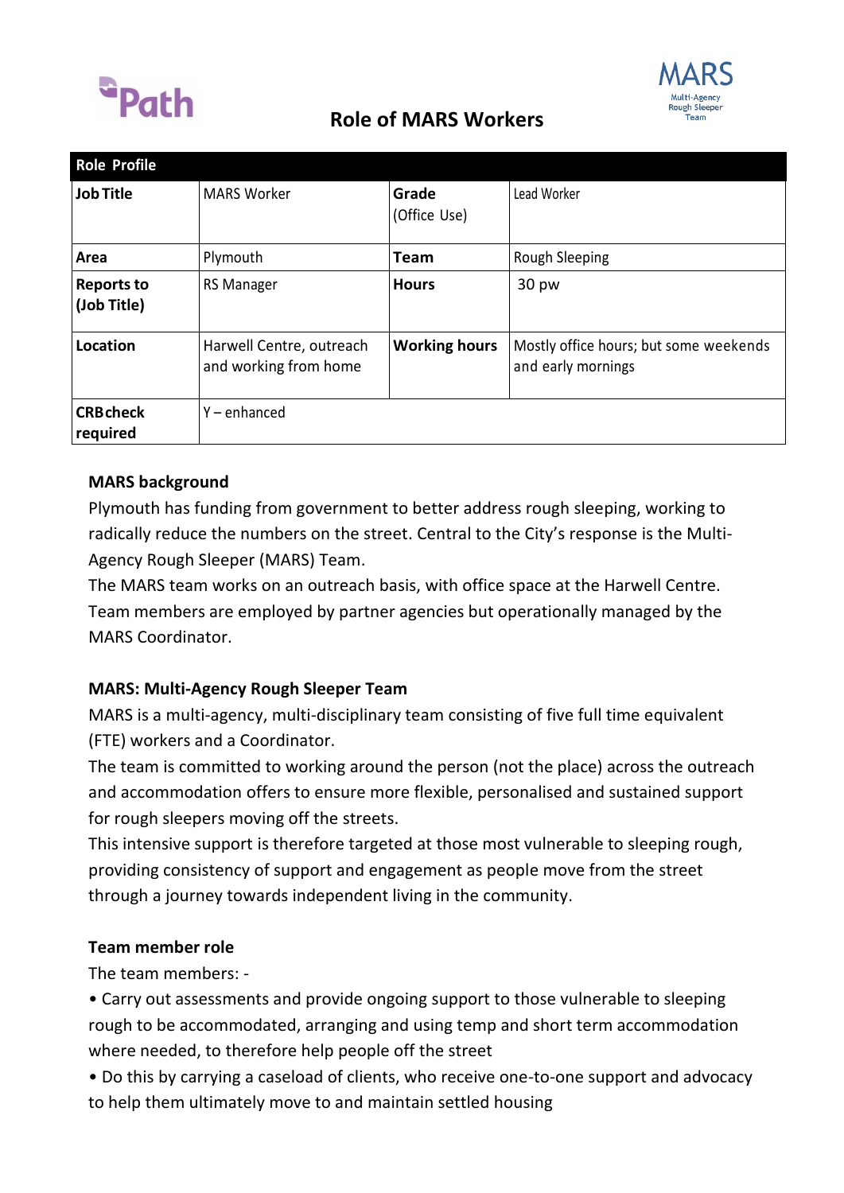# Role of MARS Workers

| Role Profile | | | |
|---|---|---|---|
| **Job Title** | MARS Worker | **Grade** (Office Use) | Lead Worker |
| **Area** | Plymouth | **Team** | Rough Sleeping |
| **Reports to (Job Title)** | RS Manager | **Hours** | 30 pw |
| **Location** | Harwell Centre, outreach and working from home | **Working hours** | Mostly office hours; but some weekends and early mornings |
| **CRB check required** | Y – enhanced | | |

**MARS background**

Plymouth has funding from government to better address rough sleeping, working to radically reduce the numbers on the street. Central to the City's response is the Multi-Agency Rough Sleeper (MARS) Team.

The MARS team works on an outreach basis, with office space at the Harwell Centre. Team members are employed by partner agencies but operationally managed by the MARS Coordinator.

**MARS: Multi-Agency Rough Sleeper Team**

MARS is a multi-agency, multi-disciplinary team consisting of five full time equivalent (FTE) workers and a Coordinator.

The team is committed to working around the person (not the place) across the outreach and accommodation offers to ensure more flexible, personalised and sustained support for rough sleepers moving off the streets.

This intensive support is therefore targeted at those most vulnerable to sleeping rough, providing consistency of support and engagement as people move from the street through a journey towards independent living in the community.

**Team member role**

The team members: -

- Carry out assessments and provide ongoing support to those vulnerable to sleeping rough to be accommodated, arranging and using temp and short term accommodation where needed, to therefore help people off the street
- Do this by carrying a caseload of clients, who receive one-to-one support and advocacy to help them ultimately move to and maintain settled housing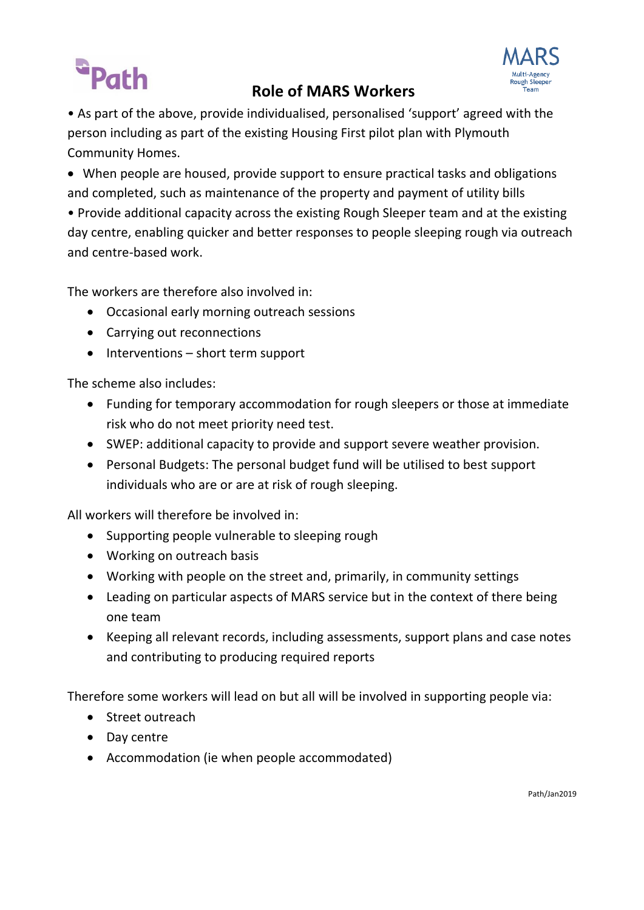## Role of MARS Workers

- As part of the above, provide individualised, personalised 'support' agreed with the person including as part of the existing Housing First pilot plan with Plymouth Community Homes.
- When people are housed, provide support to ensure practical tasks and obligations and completed, such as maintenance of the property and payment of utility bills
- Provide additional capacity across the existing Rough Sleeper team and at the existing day centre, enabling quicker and better responses to people sleeping rough via outreach and centre-based work.

The workers are therefore also involved in:

- Occasional early morning outreach sessions
- Carrying out reconnections
- Interventions – short term support

The scheme also includes:

- Funding for temporary accommodation for rough sleepers or those at immediate risk who do not meet priority need test.
- SWEP: additional capacity to provide and support severe weather provision.
- Personal Budgets: The personal budget fund will be utilised to best support individuals who are or are at risk of rough sleeping.

All workers will therefore be involved in:

- Supporting people vulnerable to sleeping rough
- Working on outreach basis
- Working with people on the street and, primarily, in community settings
- Leading on particular aspects of MARS service but in the context of there being one team
- Keeping all relevant records, including assessments, support plans and case notes and contributing to producing required reports

Therefore some workers will lead on but all will be involved in supporting people via:

- Street outreach
- Day centre
- Accommodation (ie when people accommodated)

Path/Jan2019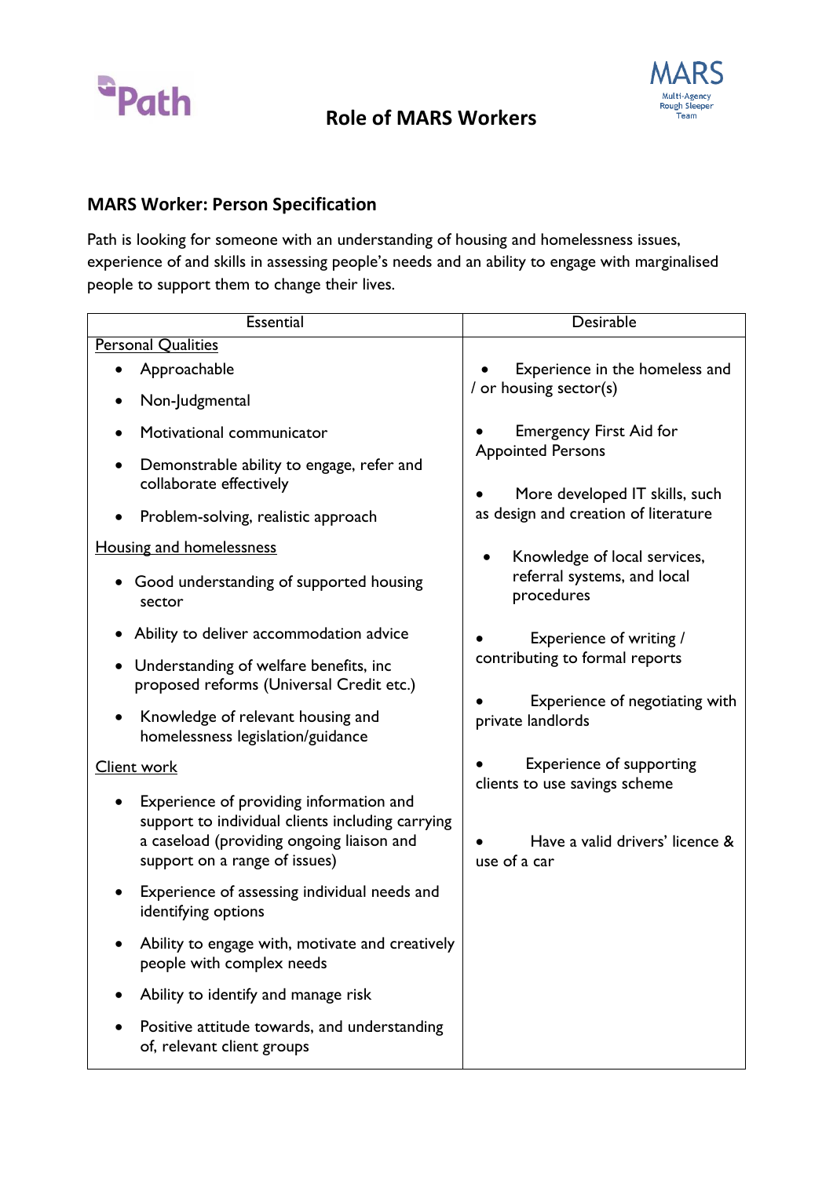## Role of MARS Workers

### MARS Worker: Person Specification

Path is looking for someone with an understanding of housing and homelessness issues, experience of and skills in assessing people's needs and an ability to engage with marginalised people to support them to change their lives.

| Essential | Desirable |
|---|---|
| <u>Personal Qualities</u><br>• Approachable<br>• Non-Judgmental<br>• Motivational communicator<br>• Demonstrable ability to engage, refer and collaborate effectively<br>• Problem-solving, realistic approach<br><u>Housing and homelessness</u><br>• Good understanding of supported housing sector<br>• Ability to deliver accommodation advice<br>• Understanding of welfare benefits, inc proposed reforms (Universal Credit etc.)<br>• Knowledge of relevant housing and homelessness legislation/guidance<br><u>Client work</u><br>• Experience of providing information and support to individual clients including carrying a caseload (providing ongoing liaison and support on a range of issues)<br>• Experience of assessing individual needs and identifying options<br>• Ability to engage with, motivate and creatively people with complex needs<br>• Ability to identify and manage risk<br>• Positive attitude towards, and understanding of, relevant client groups | • Experience in the homeless and / or housing sector(s)<br>• Emergency First Aid for Appointed Persons<br>• More developed IT skills, such as design and creation of literature<br>• Knowledge of local services, referral systems, and local procedures<br>• Experience of writing / contributing to formal reports<br>• Experience of negotiating with private landlords<br>• Experience of supporting clients to use savings scheme<br>• Have a valid drivers' licence & use of a car |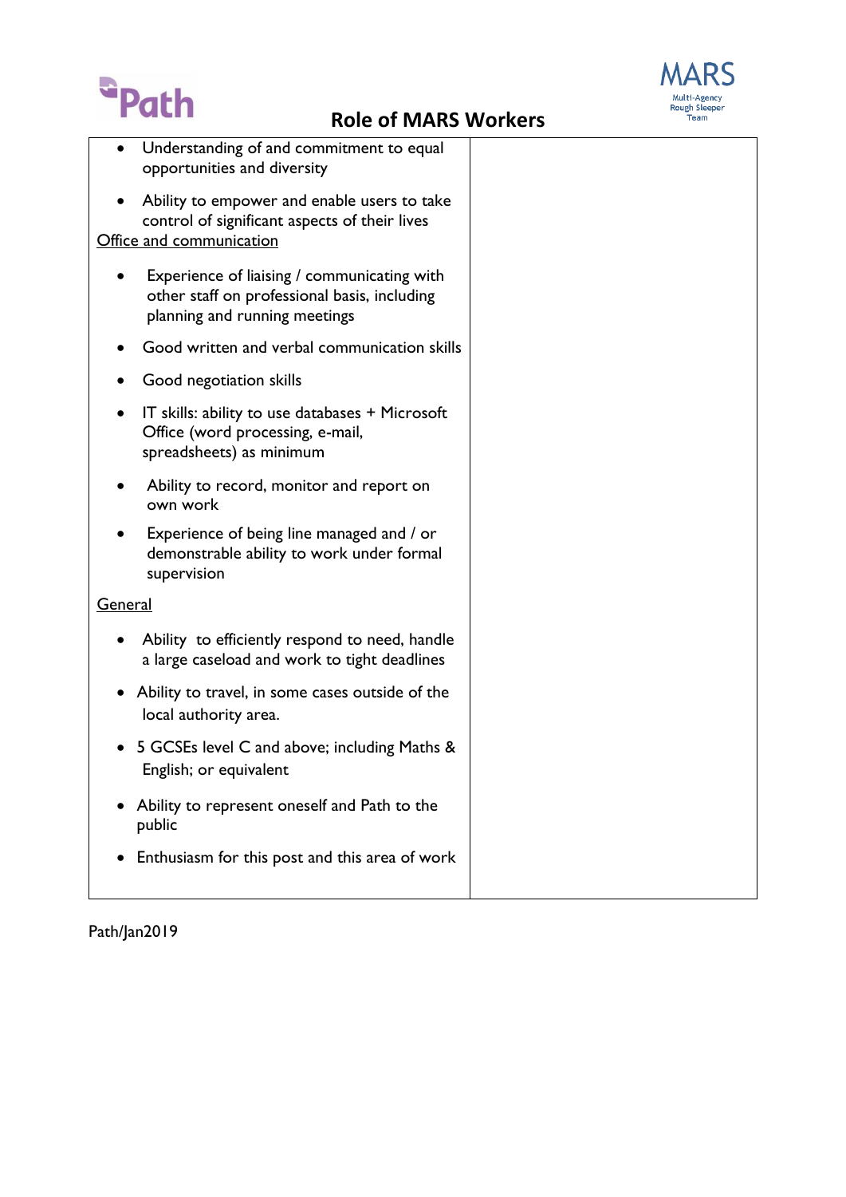# Role of MARS Workers

| | |
|---|---|
| • Understanding of and commitment to equal opportunities and diversity<br><br>• Ability to empower and enable users to take control of significant aspects of their lives<br><br><u>Office and communication</u><br><br>• Experience of liaising / communicating with other staff on professional basis, including planning and running meetings<br><br>• Good written and verbal communication skills<br><br>• Good negotiation skills<br><br>• IT skills: ability to use databases + Microsoft Office (word processing, e-mail, spreadsheets) as minimum<br><br>• Ability to record, monitor and report on own work<br><br>• Experience of being line managed and / or demonstrable ability to work under formal supervision<br><br><u>General</u><br><br>• Ability to efficiently respond to need, handle a large caseload and work to tight deadlines<br><br>• Ability to travel, in some cases outside of the local authority area.<br><br>• 5 GCSEs level C and above; including Maths & English; or equivalent<br><br>• Ability to represent oneself and Path to the public<br><br>• Enthusiasm for this post and this area of work | |

Path/Jan2019